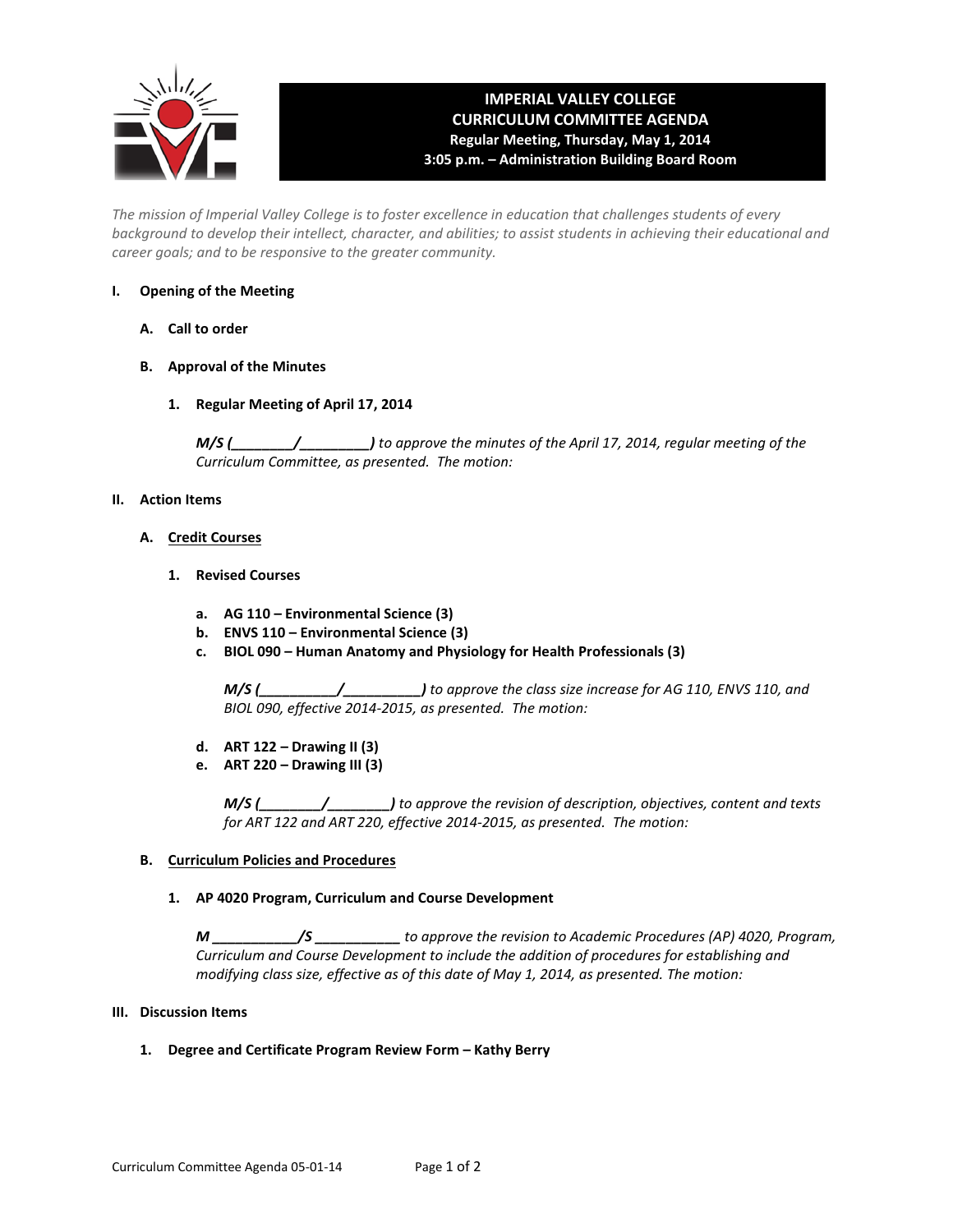# IMPERIAL VALLEY COLLEGE
## CURRICULUM COMMITTEE AGENDA
**Regular Meeting, Thursday, May 1, 2014**
**3:05 p.m. – Administration Building Board Room**

*The mission of Imperial Valley College is to foster excellence in education that challenges students of every background to develop their intellect, character, and abilities; to assist students in achieving their educational and career goals; and to be responsive to the greater community.*

## I. Opening of the Meeting

### A. Call to order

### B. Approval of the Minutes

**1. Regular Meeting of April 17, 2014**

***M/S (________/_________)*** *to approve the minutes of the April 17, 2014, regular meeting of the Curriculum Committee, as presented. The motion:*

## II. Action Items

### A. Credit Courses

**1. Revised Courses**

**a. AG 110 – Environmental Science (3)**
**b. ENVS 110 – Environmental Science (3)**
**c. BIOL 090 – Human Anatomy and Physiology for Health Professionals (3)**

***M/S (__________/__________)*** *to approve the class size increase for AG 110, ENVS 110, and BIOL 090, effective 2014-2015, as presented. The motion:*

**d. ART 122 – Drawing II (3)**
**e. ART 220 – Drawing III (3)**

***M/S (________/________)*** *to approve the revision of description, objectives, content and texts for ART 122 and ART 220, effective 2014-2015, as presented. The motion:*

### B. Curriculum Policies and Procedures

**1. AP 4020 Program, Curriculum and Course Development**

***M ___________/S ___________*** *to approve the revision to Academic Procedures (AP) 4020, Program, Curriculum and Course Development to include the addition of procedures for establishing and modifying class size, effective as of this date of May 1, 2014, as presented. The motion:*

## III. Discussion Items

**1. Degree and Certificate Program Review Form – Kathy Berry**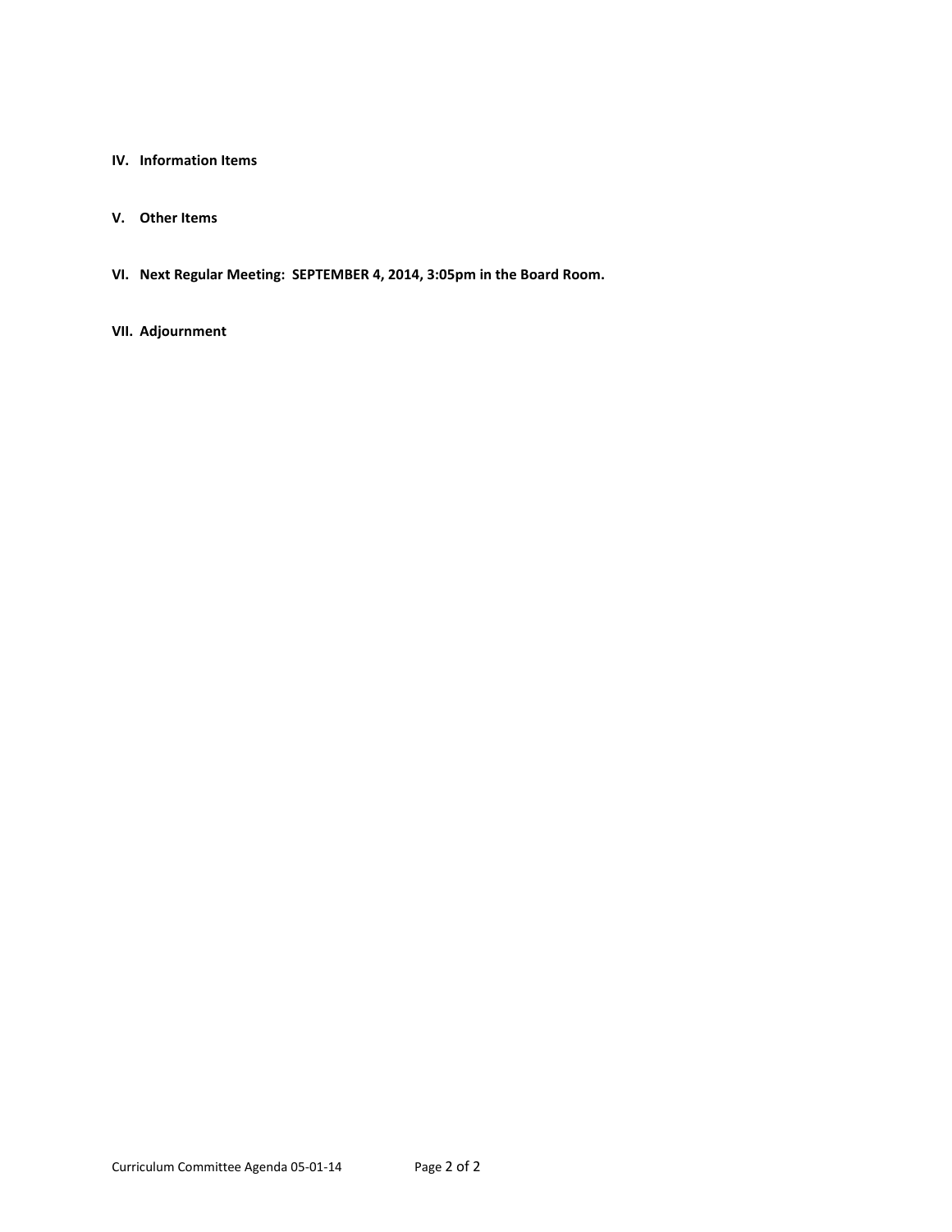**IV. Information Items**

**V. Other Items**

**VI. Next Regular Meeting: SEPTEMBER 4, 2014, 3:05pm in the Board Room.**

**VII. Adjournment**